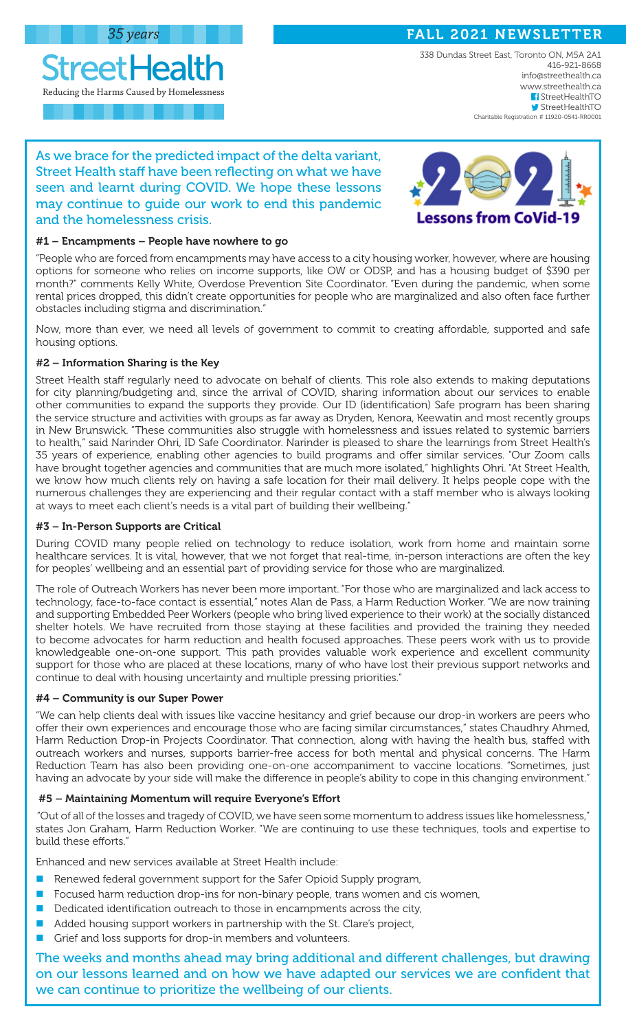*35 years*

# Street Health

Reducing the Harms Caused by Homelessness

## FALL 2021 NEWSLETTER

338 Dundas Street East, Toronto ON, M5A 2A1
416-921-8668
info@streethealth.ca
www.streethealth.ca
StreetHealthTO
StreetHealthTO
Charitable Registration # 11920-0541-RR0001

As we brace for the predicted impact of the delta variant, Street Health staff have been reflecting on what we have seen and learnt during COVID. We hope these lessons may continue to guide our work to end this pandemic and the homelessness crisis.

2021 Lessons from CoVid-19

#### #1 – Encampments – People have nowhere to go

"People who are forced from encampments may have access to a city housing worker, however, where are housing options for someone who relies on income supports, like OW or ODSP, and has a housing budget of $390 per month?" comments Kelly White, Overdose Prevention Site Coordinator. "Even during the pandemic, when some rental prices dropped, this didn't create opportunities for people who are marginalized and also often face further obstacles including stigma and discrimination."

Now, more than ever, we need all levels of government to commit to creating affordable, supported and safe housing options.

#### #2 – Information Sharing is the Key

Street Health staff regularly need to advocate on behalf of clients. This role also extends to making deputations for city planning/budgeting and, since the arrival of COVID, sharing information about our services to enable other communities to expand the supports they provide. Our ID (identification) Safe program has been sharing the service structure and activities with groups as far away as Dryden, Kenora, Keewatin and most recently groups in New Brunswick. "These communities also struggle with homelessness and issues related to systemic barriers to health," said Narinder Ohri, ID Safe Coordinator. Narinder is pleased to share the learnings from Street Health's 35 years of experience, enabling other agencies to build programs and offer similar services. "Our Zoom calls have brought together agencies and communities that are much more isolated," highlights Ohri. "At Street Health, we know how much clients rely on having a safe location for their mail delivery. It helps people cope with the numerous challenges they are experiencing and their regular contact with a staff member who is always looking at ways to meet each client's needs is a vital part of building their wellbeing."

#### #3 – In-Person Supports are Critical

During COVID many people relied on technology to reduce isolation, work from home and maintain some healthcare services. It is vital, however, that we not forget that real-time, in-person interactions are often the key for peoples' wellbeing and an essential part of providing service for those who are marginalized.

The role of Outreach Workers has never been more important. "For those who are marginalized and lack access to technology, face-to-face contact is essential," notes Alan de Pass, a Harm Reduction Worker. "We are now training and supporting Embedded Peer Workers (people who bring lived experience to their work) at the socially distanced shelter hotels. We have recruited from those staying at these facilities and provided the training they needed to become advocates for harm reduction and health focused approaches. These peers work with us to provide knowledgeable one-on-one support. This path provides valuable work experience and excellent community support for those who are placed at these locations, many of who have lost their previous support networks and continue to deal with housing uncertainty and multiple pressing priorities."

#### #4 – Community is our Super Power

"We can help clients deal with issues like vaccine hesitancy and grief because our drop-in workers are peers who offer their own experiences and encourage those who are facing similar circumstances," states Chaudhry Ahmed, Harm Reduction Drop-in Projects Coordinator. That connection, along with having the health bus, staffed with outreach workers and nurses, supports barrier-free access for both mental and physical concerns. The Harm Reduction Team has also been providing one-on-one accompaniment to vaccine locations. "Sometimes, just having an advocate by your side will make the difference in people's ability to cope in this changing environment."

#### #5 – Maintaining Momentum will require Everyone's Effort

"Out of all of the losses and tragedy of COVID, we have seen some momentum to address issues like homelessness," states Jon Graham, Harm Reduction Worker. "We are continuing to use these techniques, tools and expertise to build these efforts."

Enhanced and new services available at Street Health include:

- Renewed federal government support for the Safer Opioid Supply program,
- Focused harm reduction drop-ins for non-binary people, trans women and cis women,
- Dedicated identification outreach to those in encampments across the city,
- Added housing support workers in partnership with the St. Clare's project,
- Grief and loss supports for drop-in members and volunteers.

The weeks and months ahead may bring additional and different challenges, but drawing on our lessons learned and on how we have adapted our services we are confident that we can continue to prioritize the wellbeing of our clients.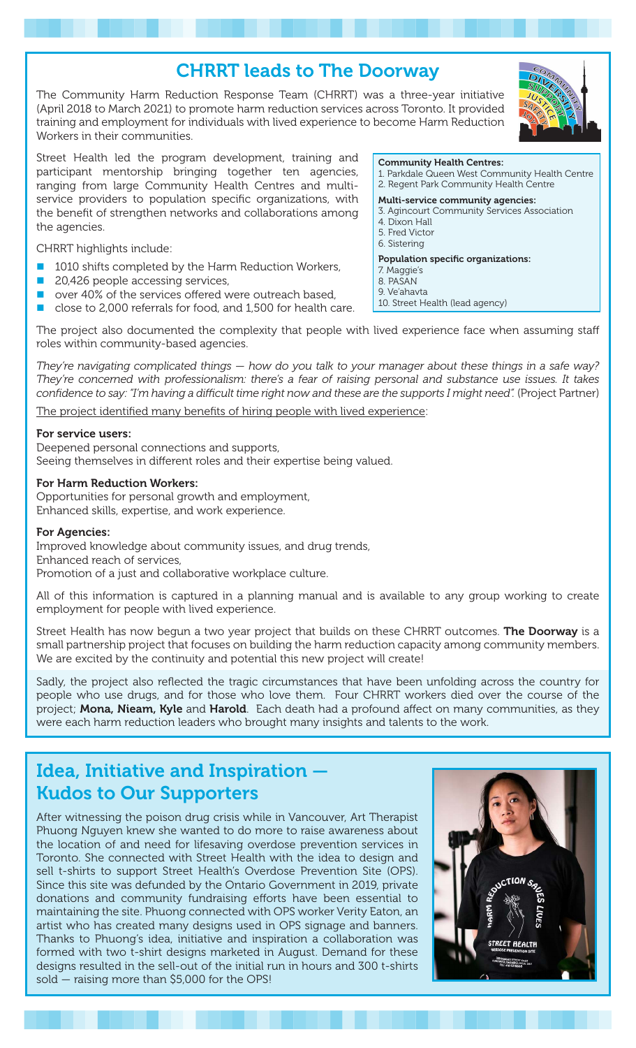## CHRRT leads to The Doorway

The Community Harm Reduction Response Team (CHRRT) was a three-year initiative (April 2018 to March 2021) to promote harm reduction services across Toronto. It provided training and employment for individuals with lived experience to become Harm Reduction Workers in their communities.

Street Health led the program development, training and participant mentorship bringing together ten agencies, ranging from large Community Health Centres and multi-service providers to population specific organizations, with the benefit of strengthen networks and collaborations among the agencies.

CHRRT highlights include:

- 1010 shifts completed by the Harm Reduction Workers,
- 20,426 people accessing services,
- over 40% of the services offered were outreach based,
- close to 2,000 referrals for food, and 1,500 for health care.

**Community Health Centres:**
1. Parkdale Queen West Community Health Centre
2. Regent Park Community Health Centre

**Multi-service community agencies:**
3. Agincourt Community Services Association
4. Dixon Hall
5. Fred Victor
6. Sistering

**Population specific organizations:**
7. Maggie's
8. PASAN
9. Ve'ahavta
10. Street Health (lead agency)

The project also documented the complexity that people with lived experience face when assuming staff roles within community-based agencies.

*They're navigating complicated things — how do you talk to your manager about these things in a safe way? They're concerned with professionalism: there's a fear of raising personal and substance use issues. It takes confidence to say: "I'm having a difficult time right now and these are the supports I might need".* (Project Partner)

The project identified many benefits of hiring people with lived experience:

**For service users:**
Deepened personal connections and supports,
Seeing themselves in different roles and their expertise being valued.

**For Harm Reduction Workers:**
Opportunities for personal growth and employment,
Enhanced skills, expertise, and work experience.

**For Agencies:**
Improved knowledge about community issues, and drug trends,
Enhanced reach of services,
Promotion of a just and collaborative workplace culture.

All of this information is captured in a planning manual and is available to any group working to create employment for people with lived experience.

Street Health has now begun a two year project that builds on these CHRRT outcomes. **The Doorway** is a small partnership project that focuses on building the harm reduction capacity among community members. We are excited by the continuity and potential this new project will create!

Sadly, the project also reflected the tragic circumstances that have been unfolding across the country for people who use drugs, and for those who love them. Four CHRRT workers died over the course of the project; **Mona, Nieam, Kyle** and **Harold**. Each death had a profound affect on many communities, as they were each harm reduction leaders who brought many insights and talents to the work.

## Idea, Initiative and Inspiration — Kudos to Our Supporters

After witnessing the poison drug crisis while in Vancouver, Art Therapist Phuong Nguyen knew she wanted to do more to raise awareness about the location of and need for lifesaving overdose prevention services in Toronto. She connected with Street Health with the idea to design and sell t-shirts to support Street Health's Overdose Prevention Site (OPS). Since this site was defunded by the Ontario Government in 2019, private donations and community fundraising efforts have been essential to maintaining the site. Phuong connected with OPS worker Verity Eaton, an artist who has created many designs used in OPS signage and banners. Thanks to Phuong's idea, initiative and inspiration a collaboration was formed with two t-shirt designs marketed in August. Demand for these designs resulted in the sell-out of the initial run in hours and 300 t-shirts sold — raising more than $5,000 for the OPS!